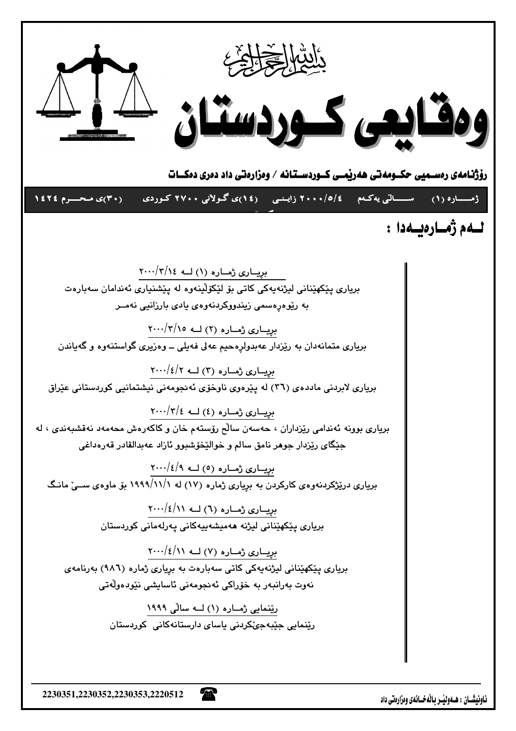بسم الله الرحمن الرحيم

# وەقایعی کوردستان

**رۆژنامەی رەسمیی حکومەتی هەرێمی کوردستانە / وەزارەتی داد دەری دەکات**

**ژمارە (١) سالی یەکەم ٢٠٠٠/٥/٤ زاینی (١٤)ی گولانی ٢٧٠٠ کوردی (٣٠)ی محرم ١٤٢٤**

## لەم ژمارەیەدا :

بریاری ژمارە (١) لە ٢٠٠٠/٣/١٤

بریاری پێکهێنانی لیژنەیەکی کاتی بۆ لێکۆڵینەوە لە پێشنیاری ئەندامان سەبارەت بە رێوەرەسمی زیندووکردنەوەی یادی بارزانیی نەمر

بریاری ژمارە (٢) لە ٢٠٠٠/٣/١٥

بریاری متمانەدان بە رێزدار عەبدولرەحیم عەلی فەیلی ـ وەزیری گواستنەوە و گەیاندن

بریاری ژمارە (٣) لە ٢٠٠٠/٤/٢

بریاری لابردنی ماددەی (٣٦) لە پێرەوی ناوخۆی ئەنجومەنی نیشتمانیی کوردستانی عێراق

بریاری ژمارە (٤) لە ٢٠٠٠/٣/٤

بریاری بوونە ئەندامی رێزداران ، حەسەن سالح رۆستەم خان و کاکەرەش محەمەد نەقشبەندی ، لە جێگای رێزدار جوهر نامق سالم و خوالێخۆشبوو ئازاد عەبدالقادر قەرەداغی

بریاری ژمارە (٥) لە ٢٠٠٠/٤/٩

بریاری درێژکردنەوەی کارکردن بە بریاری ژمارە (١٧) لە ١٩٩٩/١١/١ بۆ ماوەی سێ مانگ

بریاری ژمارە (٦) لە ٢٠٠٠/٤/١١

بریاری پێکهێنانی لیژنە هەمیشەییەکانی پەرلەمانی کوردستان

بریاری ژمارە (٧) لە ٢٠٠٠/٤/١١

بریاری پێکهێنانی لیژنەیەکی کاتی سەبارەت بە بریاری ژمارە (٩٨٦) بەرنامەی نەوت بەرانبەر بە خۆراکی ئەنجومەنی ئاسایشی نێودەوڵەتی

رێنمایی ژمارە (١) لە سالی ١٩٩٩

رێنمایی جێبەجێکردنی یاسای دارستانەکانی کوردستان

ناونیشان : هەولێر بالەخانەی وەزارەتی داد

2230351,2230352,2230353,2220512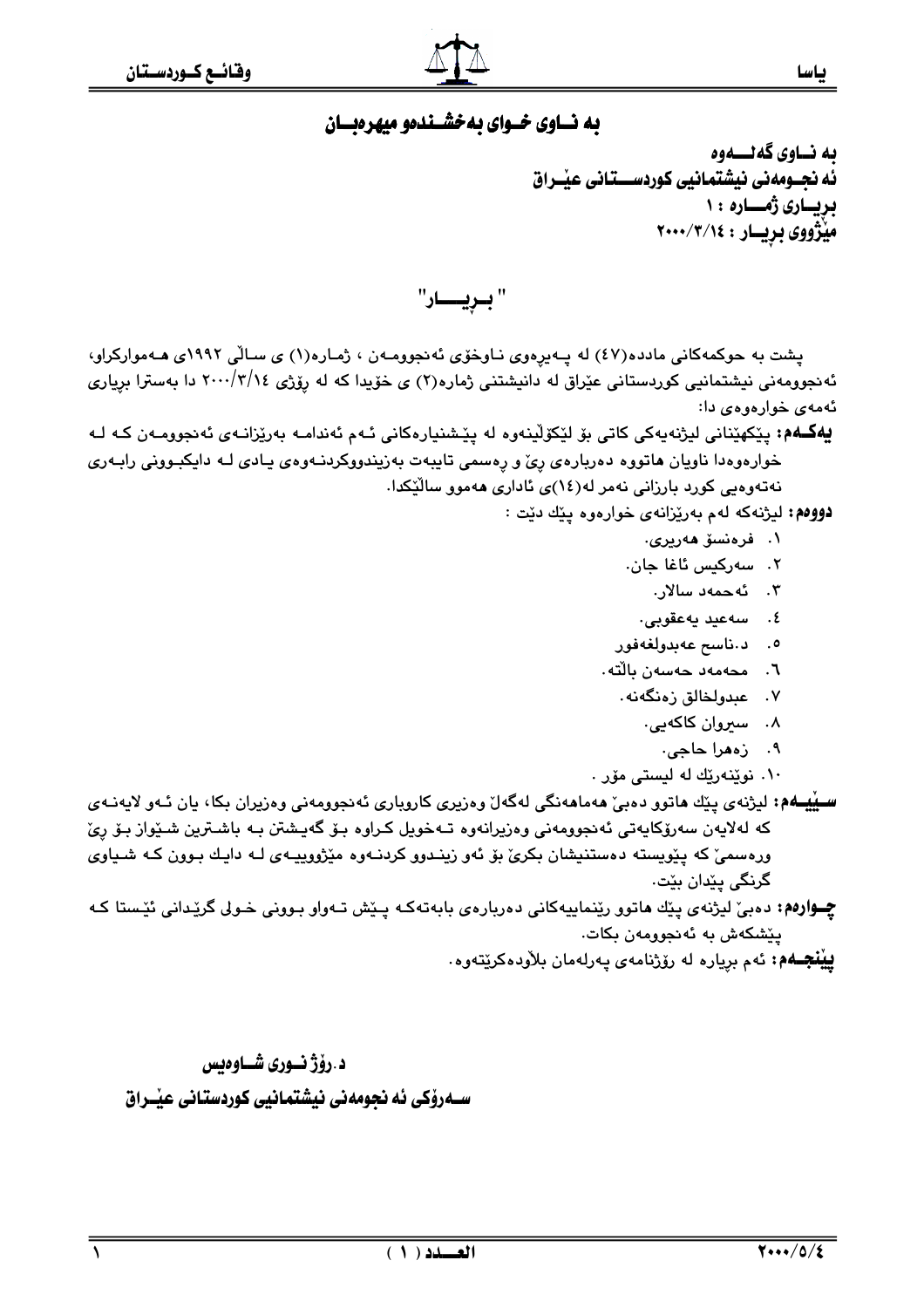## به نــاوی خــوای بەخشــندەو میهرەبــان

**بە نــاوی گەلـــەوە**
**ئە نجــومەنی نیشتمانیی کوردســـتانی عێــراق**
**بریــاری ژمـــارە : ١**
**مێژووی بریــار : ٢٠٠٠/٣/١٤**

## " بــڕیـــــار"

پشت بە حوکمەکانی ماددە(٤٧) لە پـەیڕەوی نـاوخۆی ئەنجوومـەن ، ژمـارە(١) ی سـاڵی ١٩٩٢ی هـەموارکراو، ئەنجوومەنی نیشتمانیی کوردستانی عێراق لە دانیشتنی ژمارە(٢) ی خۆیدا کە لە ڕۆژی ٢٠٠٠/٣/١٤ دا بەسترا بڕیاری ئەمەی خوارەوەی دا:

**یەکـەم:** پێکهێنانی لیژنەیەکی کاتی بۆ لێکۆڵینەوە لە پێـشنیارەکانی ئـەم ئەندامـە بەڕێزانـەی ئەنجوومـەن کـە لـە خوارەوەدا ناویان هاتووە دەربارەی ڕێ و ڕەسمی تایبەت بەزیندووکردنـەوەی یـادی لـە دایکبـوونی رابـەری نەتەوەیی کورد بارزانی نەمر لە(١٤)ی ئاداری هەموو ساڵێکدا.

**دووەم:** لیژنەکە لەم بەڕێزانەی خوارەوە پێك دێت :

١. فرەنسۆ هەریری.
٢. سەرکیس ئاغا جان.
٣. ئەحمەد سالار.
٤. سەعید یەعقوبی.
٥. د.ناسح عەبدولغەفور
٦. محەمەد حەسەن باڵتە.
٧. عبدولخالق زەنگەنە.
٨. سیروان کاکەیی.
٩. زەهرا حاجی.
١٠. نوێنەرێك لە لیستی مۆر .

**سـێیـەم:** لیژنەی پێك هاتوو دەبێ هەماهەنگی لەگەڵ وەزیری کاروباری ئەنجوومەنی وەزیران بکا، یان ئـەو لایەنـەی کە لەلایەن سەرۆکایەتی ئەنجوومەنی وەزیرانەوە تـەخویل کـراوە بـۆ گەیـشتن بـە باشـترین شـێواز بـۆ ڕێ ورەسمێ کە پێویستە دەستنیشان بکرێ بۆ ئەو زینـدوو کردنـەوە مێژووییـەی لـە دایـك بـوون کـە شـیاوی گرنگی پێدان بێت.

**چـوارەم:** دەبێ لیژنەی پێك هاتوو ڕێنماییەکانی دەربارەی بابەتەکـە پـێش تـەواو بـوونی خـولی گرێدانی ئێستا کـە پێشکەش بە ئەنجوومەن بکات.

**پێنجـەم:** ئەم بڕیارە لە ڕۆژنامەی پەرلەمان بڵاودەکرێتەوە.

**د.ڕۆژ نــوری شــاوەیس**
**ســەرۆکی ئە نجومەنی نیشتمانیی کوردستانی عێــراق**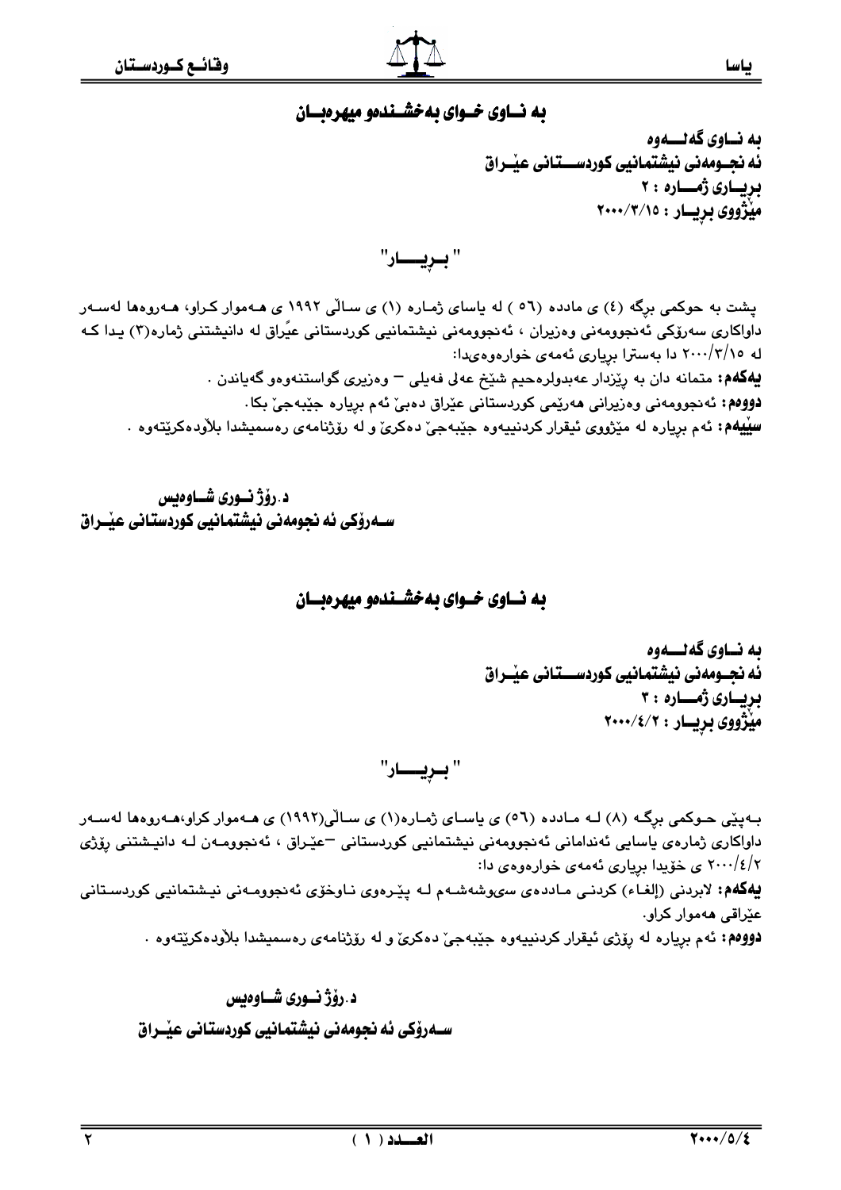## بە نــاوی خــوای بەخشــندەو میهرەبــان

**بە نــاوی گەلـــەوە**
**ئە نجــومەنی نیشتمانیی کوردســـتانی عێــراق**
**بڕیــاری ژمـــارە : ٢**
**مێژووی بڕیــار : ٢٠٠٠/٣/١٥**

**" بــڕیـــــار"**

پشت بە حوكمی برگە (٤) ی مادده (٥٦ ) لە یاسای ژمارە (١) ی ساڵی ١٩٩٢ ی هەموار كراو، هەروەها لەسەر داواكاری سەرۆكی ئەنجوومەنی وەزیران ، ئەنجوومەنی نیشتمانیی كوردستانی عیًراق لە دانیشتنی ژمارە(٣) یدا كە لە ٢٠٠٠/٣/١٥ دا بەسترا بڕیاری ئەمەی خوارەوەیدا:

**یەكەم:** متمانە دان بە ڕێزدار عەبدولرەحیم شێخ عەلی فەیلی – وەزیری گواستنەوەو گەیاندن .

**دووەم:** ئەنجوومەنی وەزیرانی هەرێمی كوردستانی عێراق دەبێ ئەم بڕیارە جێبەجێ بكا.

**سێیەم:** ئەم بڕیارە لە مێژووی ئیقرار كردنییەوە جێبەجێ دەكرێ و لە ڕۆژنامەی رەسمیشدا بلاْودەكرێتەوە .

**د.ڕۆژ نــوری شــاوەیس**
**ســەرۆكی ئە نجومەنی نیشتمانیی كوردستانی عێــراق**

## بە نــاوی خــوای بەخشــندەو میهرەبــان

**بە نــاوی گەلـــەوە**
**ئە نجــومەنی نیشتمانیی کوردســـتانی عێــراق**
**بڕیــاری ژمـــارە : ٣**
**مێژووی بڕیــار : ٢٠٠٠/٤/٢**

**" بــڕیـــــار"**

بەپێی حوكمی برگە (٨) لە مادده (٥٦) ی یاسای ژمارە(١) ی ساڵی(١٩٩٢) ی هەموار كراو،هەروەها لەسەر داواكاری ژمارەی یاسایی ئەندامانی ئەنجوومەنی نیشتمانیی كوردستانی –عێراق ، ئەنجوومەن لە دانیشتنی ڕۆژی ٢٠٠٠/٤/٢ ی خۆیدا بڕیاری ئەمەی خوارەوەی دا:

**یەكەم:** لابردنی (إلغاء) كردنی ماددەی سیوشەشەم لە پێرەوی ناوخۆی ئەنجوومەنی نیشتمانیی كوردستانی عێراقی هەموار كراو.

**دووەم:** ئەم بڕیارە لە ڕۆژی ئیقرار كردنییەوە جێبەجێ دەكرێ و لە ڕۆژنامەی رەسمیشدا بلاْودەكرێتەوە .

**د.ڕۆژ نــوری شــاوەیس**
**ســەرۆكی ئە نجومەنی نیشتمانیی كوردستانی عێــراق**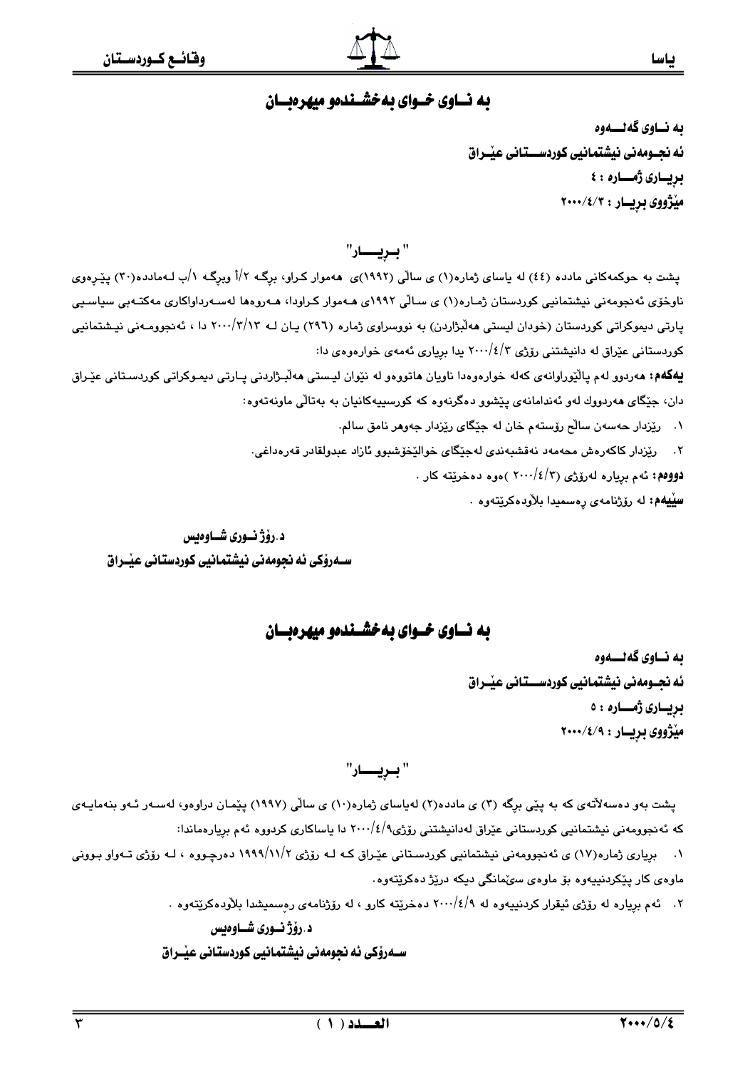## بە نـاوی خـوای بەخشـندەو میهرەبـان

**بە نـاوی گەلــەوە**

**ئە نجـومەنی نیشتمانیی کوردســتانی عێـراق**

**بڕیـاری ژمــارە : ٤**

**مێژووی بڕیــار : ٢٠٠٠/٤/٣**

### " بـڕیـــار"

پشت بە حوکمەکانی مادده (٤٤) لە یاسای ژمارە(١) ی ساڵی (١٩٩٢)ی هەموار کراو، بڕگـە ٢/أ وبڕگـە ١/ب لـەمادده(٣٠) پێـڕەوی ناوخۆی ئەنجومەنی نیشتمانیی کوردستان ژمـارە(١) ی سـاڵی ١٩٩٢ی هـەموار کـراودا، هـەروەها لەسـەرداواکاری مەکتـەبی سیاسـیی پارتی دیموکراتی کوردستان (خودان لیستی هەڵبژاردن) بە نووسراوی ژمارە (٢٩٦) یـان لـە ٢٠٠٠/٣/١٣ دا ، ئەنجوومـەنی نیـشتمانیی کوردستانی عێراق لە دانیشتنی ڕۆژی ٢٠٠٠/٤/٣ یدا بڕیاری ئەمەی خوارەوەی دا:

**یەکەم:** هەردوو لەم پاڵێوراوانەی کەلە خوارەوەدا ناویان هاتووەو لە نێوان لیستی هەڵبـژاردنی پـارتی دیمـوکراتی کوردسـتانی عێـراق دان، جێگای هەردووک لەو ئەندامانەی پێشوو دەگرنەوە کە کورسییەکانیان بە بەتاڵی ماونەتەوە:

١. ڕێزدار حەسەن ساڵح ڕۆستەم خان لە جێگای ڕێزدار جەوهەر نامق سالم.
٢. ڕێزدار کاکەرەش محەمەد نەقشبەندی لەجێگای خوالێخۆشبوو ئازاد عبدولقادر قەرەداغی.

**دووەم:** ئەم بڕیارە لەڕۆژی (٢٠٠٠/٤/٣ )ەوە دەخرێتە کار .

**سێیەم:** لە ڕۆژنامەی ڕەسمیدا بلاّودەکرێتەوە .

**د.ڕۆژ نـوری شـاوەیس**

**سـەرۆکی ئە نجومەنی نیشتمانیی کوردستانی عێـراق**

## بە نـاوی خـوای بەخشـندەو میهرەبـان

**بە نـاوی گەلــەوە**

**ئە نجـومەنی نیشتمانیی کوردســتانی عێـراق**

**بڕیـاری ژمــارە : ٥**

**مێژووی بڕیــار : ٢٠٠٠/٤/٩**

### " بـڕیـــار"

پشت بەو دەسەڵاتەی کە بە پێی بڕگە (٣) ی مادده(٢) لەیاسای ژمارە(١٠) ی ساڵی (١٩٩٧) پێمـان دراوەو، لەسـەر ئـەو بنەمایـەی کە ئەنجوومەنی نیشتمانیی کوردستانی عێراق لەدانیشتنی ڕۆژی٢٠٠٠/٤/٩ دا یاساکاری کردووە ئەم بڕیارەماندا:

١. بڕیاری ژمارە(١٧) ی ئەنجوومەنی نیشتمانیی کوردسـتانی عێـراق کـە لـە ڕۆژی ١٩٩٩/١١/٢ دەرچـووە ، لـە ڕۆژی تـەواو بـوونی ماوەی کار پێکردنییەوە بۆ ماوەی سێمانگی دیکە درێژ دەکرێتەوە.
٢. ئەم بڕیارە لە ڕۆژی ئیقرار کردنییەوە لە ٢٠٠٠/٤/٩ دەخرێتە کارو ، لە ڕۆژنامەی ڕەسمیشدا بلاّودەکرێتەوە .

**د.ڕۆژ نـوری شـاوەیس**

**سـەرۆکی ئە نجومەنی نیشتمانیی کوردستانی عێـراق**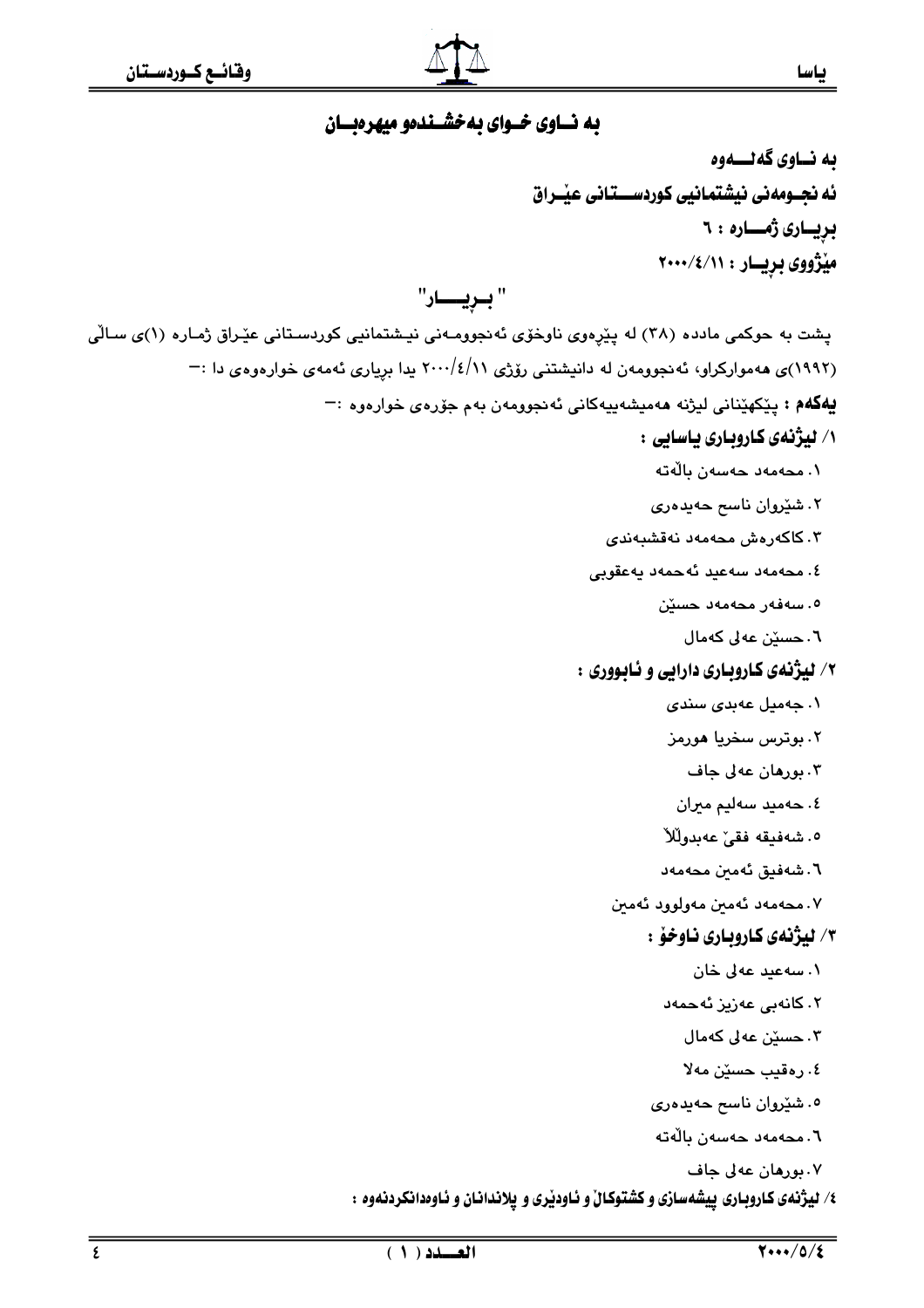# به نـاوی خـوای بەخشـندەو میهرەبـان

**به نـاوی گەلــــەوە**

**ئه نجـومەنی نیشتمانیی کوردســــتانی عێـراق**

**بڕیـاری ژمـــارە : ٦**

**مێژووی بڕیــار : ٢٠٠٠/٤/١١**

## " بـڕیـــــار"

پشت بە حوکمی ماددە (٣٨) لە پێڕەوی ناوخۆی ئەنجوومـەنی نیـشتمانیی کوردسـتانی عێـراق ژمـارە (١)ی سـاڵی (١٩٩٢)ی هەموارکراو، ئەنجوومەن لە دانیشتنی رۆژی ٢٠٠٠/٤/١١ یدا بڕیاری ئەمەی خوارەوەی دا :-

**یەکەم :** پێکهێنانی لیژنە هەمیشەییەکانی ئەنجوومەن بەم جۆرەی خوارەوە :-

**١/ لیژنەی کاروباری یاسایی :**

١. محەمەد حەسەن باڵەتە
٢. شێروان ناسح حەیدەری
٣. کاکەرەش محەمەد نەقشبەندی
٤. محەمەد سەعید ئەحمەد یەعقوبی
٥. سەفەر محەمەد حسێن
٦. حسێن عەلی کەمال

**٢/ لیژنەی کاروباری دارایی و ئابووری :**

١. جەمیل عەبدی سندی
٢. بوترس سخریا هورمز
٣. بورهان عەلی جاف
٤. حەمید سەلیم میران
٥. شەفیقە فقێ عەبدوڵڵا
٦. شەفیق ئەمین محەمەد
٧. محەمەد ئەمین مەولوود ئەمین

**٣/ لیژنەی کاروباری ناوخۆ :**

١. سەعید عەلی خان
٢. کانەبی عەزیز ئەحمەد
٣. حسێن عەلی کەمال
٤. رەقیب حسێن مەلا
٥. شێروان ناسح حەیدەری
٦. محەمەد حەسەن باڵەتە
٧. بورهان عەلی جاف

**٤/ لیژنەی کاروباری پیشەسازی و کشتوکاڵ و ئاودێری و پلاندانان و ئاوەدانکردنەوە :**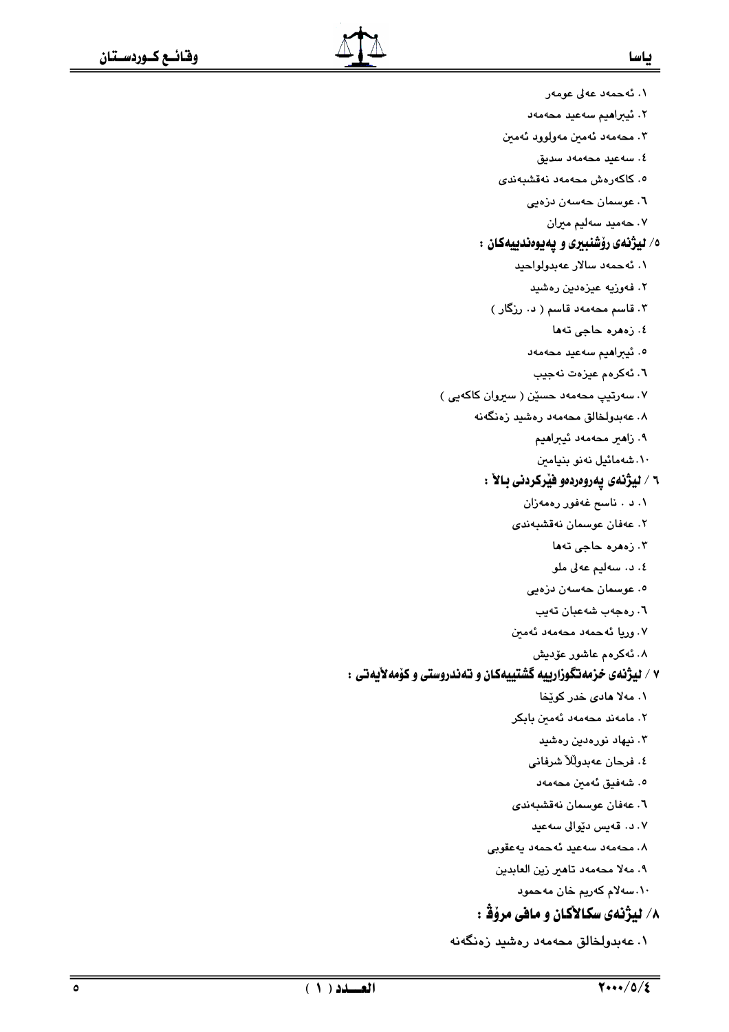١. ئەحمەد عەلی عومەر
٢. ئیبراهیم سەعید محەمەد
٣. محەمەد ئەمین مەولوود ئەمین
٤. سەعید محەمەد سدیق
٥. کاکەرەش محەمەد نەقشبەندی
٦. عوسمان حەسەن دزەیی
٧. حەمید سەلیم میران

**٥/ لیژنەی رۆشنبیری و پەیوەندییەکان :**

١. ئەحمەد سالار عەبدولواحید
٢. فەوزیە عیزەدین رەشید
٣. قاسم محەمەد قاسم ( د. رزگار )
٤. زەهرە حاجی تەها
٥. ئیبراهیم سەعید محەمەد
٦. ئەکرەم عیزەت نەجیب
٧. سەرتیپ محەمەد حسێن ( سیروان کاکەیی )
٨. عەبدولخالق محەمەد رەشید زەنگەنە
٩. زاهیر محەمەد ئیبراهیم
١٠. شەمائیل نەنو بنیامین

**٦ / لیژنەی پەروەردەو فێرکردنی بالا :**

١. د . ناسح غەفور رەمەزان
٢. عەفان عوسمان نەقشبەندی
٣. زەهرە حاجی تەها
٤. د. سەلیم عەلی ملو
٥. عوسمان حەسەن دزەیی
٦. رەجەب شەعبان تەیب
٧. وریا ئەحمەد محەمەد ئەمین
٨. ئەکرەم عاشور عۆدیش

**٧ / لیژنەی خزمەتگوزارییە گشتییەکان و تەندروستی و کۆمەلایەتی :**

١. مەلا هادی خدر کوێخا
٢. مامەند محەمەد ئەمین بابکر
٣. نیهاد نورەدین رەشید
٤. فرحان عەبدوللا شرفانی
٥. شەفیق ئەمین محەمەد
٦. عەفان عوسمان نەقشبەندی
٧. د. قەیس دێوالی سەعید
٨. محەمەد سەعید ئەحمەد یەعقوبی
٩. مەلا محەمەد تاهیر زین العابدین
١٠. سەلام کەریم خان مەحمود

## ٨/ لیژنەی سکالاکان و مافی مرۆڤ :

١. عەبدولخالق محەمەد رەشید زەنگەنە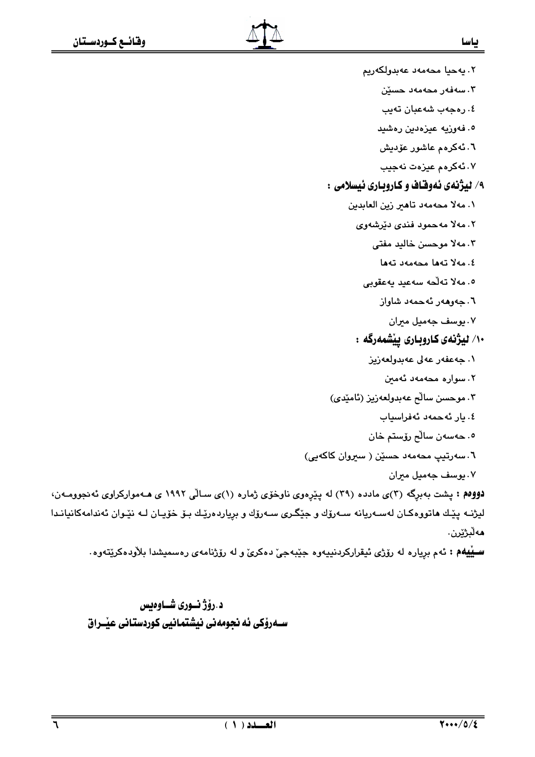٢. یەحیا محەمەد عەبدولکەریم
٣. سەفەر محەمەد حسێن
٤. ڕەجەب شەعبان تەیب
٥. فەوزیە عیزەدین ڕەشید
٦. ئەکرەم عاشور عۆدیش
٧. ئەکرەم عیزەت نەجیب

**٩/ لیژنەی ئەوقاف و کاروباری ئیسلامی :**

١. مەلا محەمەد تاهیر زین العابدین
٢. مەلا مەحمود فندی دێرشەوی
٣. مەلا موحسن خالید مفتی
٤. مەلا تەها محەمەد تەها
٥. مەلا تەڵحە سەعید یەعقوبی
٦. جەوهەر ئەحمەد شاواز
٧. یوسف جەمیل میران

**١٠/ لیژنەی کاروباری پێشمەرگە :**

١. جەعفەر عەلی عەبدولعەزیز
٢. سوارە محەمەد ئەمین
٣. موحسن ساڵح عەبدولعەزیز (ئامێدی)
٤. یار ئەحمەد ئەفراسیاب
٥. حەسەن ساڵح ڕۆستم خان
٦. سەرتیپ محەمەد حسێن ( سیروان کاکەیی)
٧. یوسف جەمیل میران

**دووەم :** پشت بەبڕگە (٣)ی ماددە (٣٩) لە پێڕەوی ناوخۆی ژمارە (١)ی ساڵی ١٩٩٢ ی هەموارکراوی ئەنجومەن، لیژنە پێك هاتووەکان لەسەریانە سەرۆك و جێگری سەرۆك و بڕیاردەرێك بۆ خۆیان لە نێوان ئەندامەکانیاندا هەڵبژێرن.

**سێیەم :** ئەم بڕیارە لە ڕۆژی ئیقرارکردنییەوە جێبەجێ دەکرێ و لە ڕۆژنامەی ڕەسمیشدا بڵاودەکرێتەوە.

**د. ڕۆژ نوری شاوەیس**
**سەرۆکی ئەنجومەنی نیشتمانیی کوردستانی عێراق**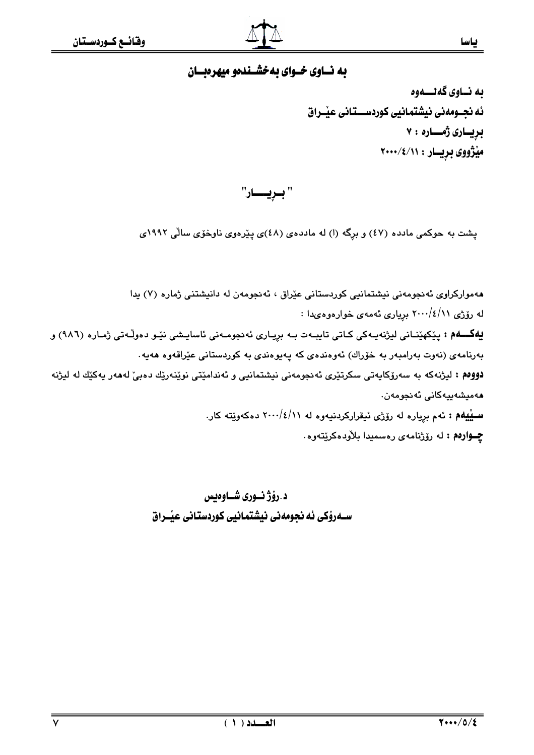## به نـاوى خـواى بەخشـندەو میهرەبـان

**به نـاوى گەلــەوە**

**ئه نجـومه نی نیشتمانیی کوردســـتانی عیـراق**

**بریـاری ژمــاره : ۷**

**مێژووی بریــار : ۲۰۰۰/٤/۱۱**

### " بــریــــار"

پشت به حوکمی مادده (٤٧) و برگه (ا) له مادده‌ی (٤٨)ی پێره‌وی ناوخۆی ساڵی ١٩٩٢ی

هه‌موارکراوی ئه‌نجومه‌نی نیشتمانیی کوردستانی عێراق ، ئه‌نجومه‌ن له دانیشتنی ژماره (٧) یدا له رۆژی ٢٠٠٠/٤/١١ بریاری ئه‌مه‌ی خواره‌وه‌یدا :

**یەکــــەم :** پێکهێنـانی لیژنه‌یـه‌کی کـاتی تایبـه‌ت بـه بریـاری ئه‌نجومـه‌نی ئاسایـشی نێـو ده‌وڵـه‌تی ژمـاره (٩٨٦) و به‌رنامه‌ی (نه‌وت به‌رامبه‌ر به خۆراك) ئه‌وه‌نده‌ی که په‌یوه‌ندی به کوردستانی عێراقه‌وه هه‌یه.

**دووەم :** لیژنه‌که به سه‌رۆکایه‌تی سکرتێری ئه‌نجومه‌نی نیشتمانیی و ئه‌ندامێتی نوێنه‌رێك ده‌بێ له‌هه‌ر یه‌کێك له لیژنه هه‌میشه‌ییه‌کانی ئه‌نجومه‌ن.

**سـێیەم :** ئه‌م بریاره له رۆژی ئیقرارکردنیه‌وه له ٢٠٠٠/٤/١١ ده‌که‌وێته کار.

**چـوارەم :** له رۆژنامه‌ی ره‌سمیدا بلاوده‌کرێته‌وه.

**د.رۆژ نـوری شـاوەیس**

**سـەرۆکی ئه نجومه نی نیشتمانیی کوردستانی عێـراق**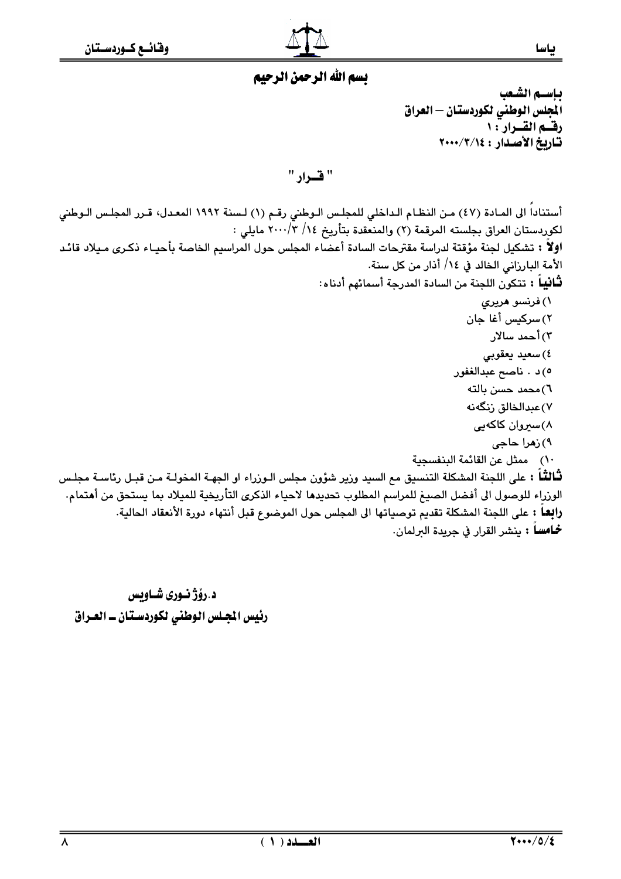بسم الله الرحمن الرحيم

**باسـم الشـعب**
**المجلس الوطني لكوردستان – العراق**
**رقـم القـرار : ١**
**تـاريخ الأصـدار : ٢٠٠٠/٣/١٤**

## " قـرار "

أستناداً الى المادة (٤٧) من النظام الداخلي للمجلس الوطني رقم (١) لسنة ١٩٩٢ المعدل، قرر المجلس الوطني لكوردستان العراق بجلسته المرقمة (٢) والمنعقدة بتأريخ ١٤/ ٣/٢٠٠٠ مايلي :

**اولاً :** تشكيل لجنة مؤقتة لدراسة مقترحات السادة أعضاء المجلس حول المراسيم الخاصة بأحياء ذكرى ميلاد قائد الأمة البارزاني الخالد في ١٤/ أذار من كل سنة.

**ثانياً :** تتكون اللجنة من السادة المدرجة أسمائهم أدناه:

١) فرنسو هريري
٢) سركيس أغا جان
٣) أحمد سالار
٤) سعيد يعقوبي
٥) د . ناصح عبدالغفور
٦) محمد حسن بالته
٧) عبدالخالق زنگەنە
٨) سيروان كاكەيى
٩) زهرا حاجى
١٠) ممثل عن القائمة البنفسجية

**ثالثاً :** على اللجنة المشكلة التنسيق مع السيد وزير شؤون مجلس الوزراء او الجهة المخولة من قبل رئاسة مجلس الوزراء للوصول الى أفضل الصيغ للمراسم المطلوب تحديدها لاحياء الذكرى التأريخية للميلاد بما يستحق من أهتمام.

**رابعاً :** على اللجنة المشكلة تقديم توصياتها الى المجلس حول الموضوع قبل أنتهاء دورة الأنعقاد الحالية.

**خامساً :** ينشر القرار في جريدة البرلمان.

**د.رۆژ نـورى شـاويس**
**رئيس المجلس الوطني لكوردستـان ـ العـراق**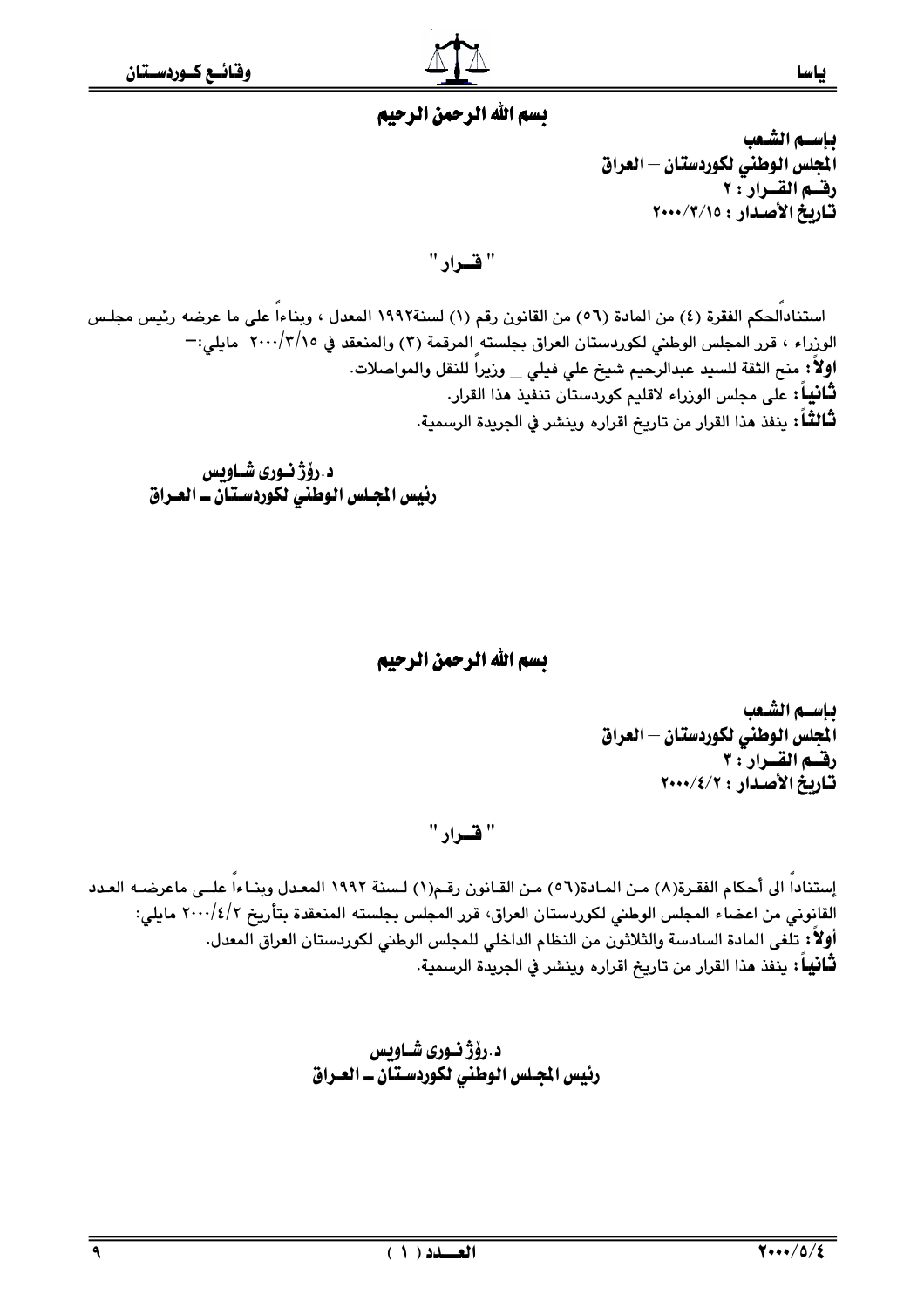# بسم الله الرحمن الرحيم

**باسم الشعب**
**المجلس الوطني لكوردستان – العراق**
**رقم القرار : ٢**
**تاريخ الأصدار : ٢٠٠٠/٣/١٥**

## " قـرار "

استناداًلحكم الفقرة (٤) من المادة (٥٦) من القانون رقم (١) لسنة١٩٩٢ المعدل ، وبناءاً على ما عرضه رئيس مجلس الوزراء ، قرر المجلس الوطني لكوردستان العراق بجلسته المرقمة (٣) والمنعقد في ٢٠٠٠/٣/١٥ مايلي:–

**اولاً:** منح الثقة للسيد عبدالرحيم شيخ علي فيلي _ وزيراً للنقل والمواصلات.

**ثانياً:** على مجلس الوزراء لاقليم كوردستان تنفيذ هذا القرار.

**ثالثاً:** ينفذ هذا القرار من تاريخ اقراره وينشر في الجريدة الرسمية.

**د.رۆژ نـورى شـاويس**
**رئيس المجلس الوطني لكوردستان ــ العـراق**

# بسم الله الرحمن الرحيم

**باسم الشعب**
**المجلس الوطني لكوردستان – العراق**
**رقم القرار : ٣**
**تاريخ الأصدار : ٢٠٠٠/٤/٢**

## " قـرار "

إستناداً الى أحكام الفقرة(٨) من المادة(٥٦) من القانون رقم(١) لسنة ١٩٩٢ المعدل وبناءاً على ماعرضه العدد القانوني من اعضاء المجلس الوطني لكوردستان العراق، قرر المجلس بجلسته المنعقدة بتأريخ ٢٠٠٠/٤/٢ مايلي:

**أولاً:** تلغى المادة السادسة والثلاثون من النظام الداخلي للمجلس الوطني لكوردستان العراق المعدل.

**ثانياً:** ينفذ هذا القرار من تاريخ اقراره وينشر في الجريدة الرسمية.

**د.رۆژ نـورى شـاويس**
**رئيس المجلس الوطني لكوردستان ــ العـراق**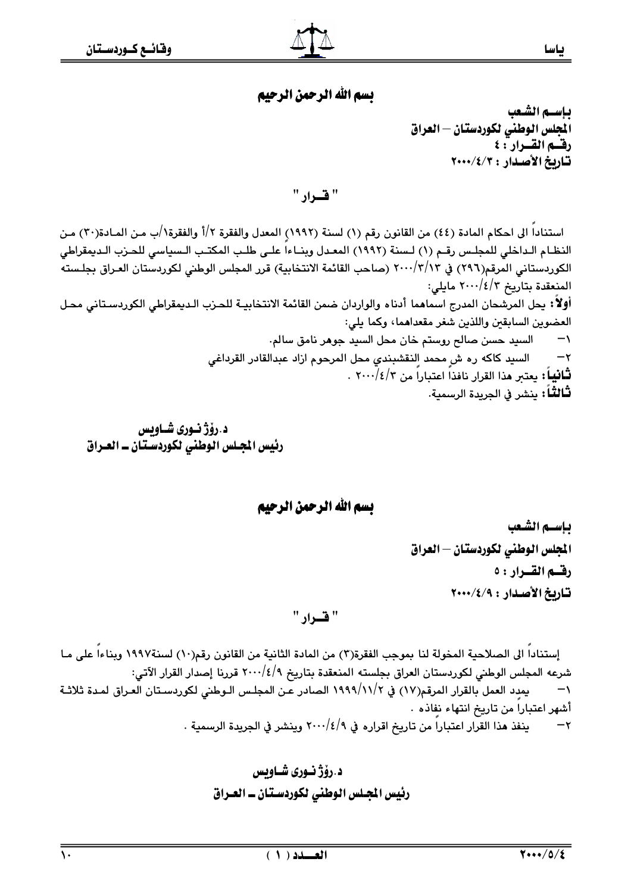# بسم الله الرحمن الرحيم

**باسم الشعب**
**المجلس الوطني لكوردستان – العراق**
**رقم القرار : ٤**
**تاريخ الأصدار : ٢٠٠٠/٤/٣**

## " قرار "

استناداً الى احكام المادة (٤٤) من القانون رقم (١) لسنة (١٩٩٢) المعدل والفقرة ٢/أ والفقرة١/ب من المادة(٣٠) من النظام الداخلي للمجلس رقم (١) لسنة (١٩٩٢) المعدل وبناءاً على طلب المكتب السياسي للحزب الديمقراطي الكوردستاني المرقم(٢٩٦) في ٢٠٠٠/٣/١٣ (صاحب القائمة الانتخابية) قرر المجلس الوطني لكوردستان العراق بجلسته المنعقدة بتاريخ ٢٠٠٠/٤/٣ مايلي:

**أولاً:** يحل المرشحان المدرج اسماهما أدناه والواردان ضمن القائمة الانتخابية للحزب الديمقراطي الكوردستاني محل العضوين السابقين واللذين شغر مقعداهما، وكما يلي:

١- السيد حسن صالح روستم خان محل السيد جوهر نامق سالم.
٢- السيد كاكه ره ش محمد النقشبندي محل المرحوم ازاد عبدالقادر القرداغي

**ثانياً:** يعتبر هذا القرار نافذاً اعتباراً من ٢٠٠٠/٤/٣ .

**ثالثاً:** ينشر في الجريدة الرسمية.

**د.رۆژ نوری شاویس**
**رئيس المجلس الوطني لكوردستان ـ العراق**

# بسم الله الرحمن الرحيم

**باسم الشعب**
**المجلس الوطني لكوردستان – العراق**
**رقم القرار : ٥**
**تاريخ الأصدار : ٢٠٠٠/٤/٩**

## " قرار "

إستناداً الى الصلاحية المخولة لنا بموجب الفقرة(٣) من المادة الثانية من القانون رقم(١٠) لسنة١٩٩٧ وبناءاً على ما شرعه المجلس الوطني لكوردستان العراق بجلسته المنعقدة بتاريخ ٢٠٠٠/٤/٩ قررنا إصدار القرار الآتي:

١- يمدد العمل بالقرار المرقم(١٧) في ١٩٩٩/١١/٢ الصادر عن المجلس الوطني لكوردستان العراق لمدة ثلاثة أشهر اعتباراً من تاريخ انتهاء نفاذه .
٢- ينفذ هذا القرار اعتباراً من تاريخ اقراره في ٢٠٠٠/٤/٩ وينشر في الجريدة الرسمية .

**د.رۆژ نوری شاویس**
**رئيس المجلس الوطني لكوردستان ـ العراق**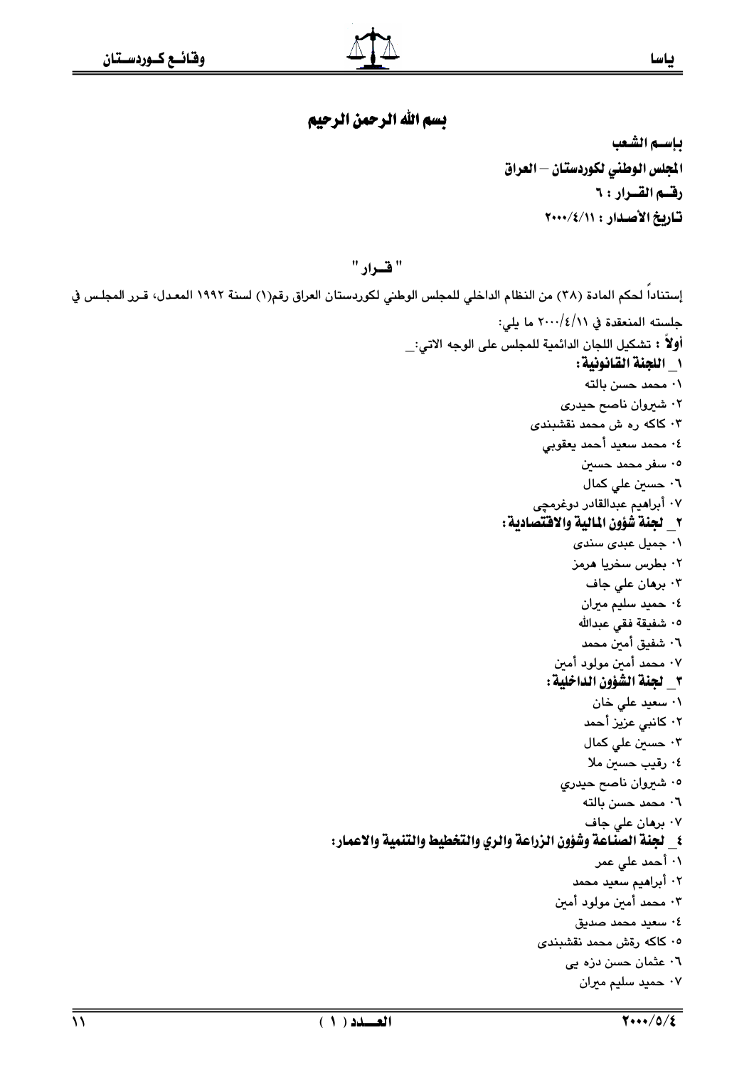# بسم الله الرحمن الرحيم

**بإسـم الشعب**
**المجلس الوطني لكوردستان – العراق**
**رقـم القـرار : ٦**
**تـاريخ الأصـدار : ٢٠٠٠/٤/١١**

## " قــرار "

إستناداً لحكم المادة (٣٨) من النظام الداخلي للمجلس الوطني لكوردستان العراق رقم(١) لسنة ١٩٩٢ المعدل، قـرر المجلـس في جلسته المنعقدة في ٢٠٠٠/٤/١١ ما يلي:

**أولاً :** تشكيل اللجان الدائمية للمجلس على الوجه الاتي:_

**١_ اللجنة القانونية :**

- ١. محمد حسن بالته
- ٢. شيروان ناصح حيدرى
- ٣. كاكه ره ش محمد نقشبندى
- ٤. محمد سعيد أحمد يعقوبي
- ٥. سفر محمد حسين
- ٦. حسين علي كمال
- ٧. أبراهيم عبدالقادر دوغرمچى

**٢_ لجنة شؤون المالية والاقتصادية :**

- ١. جميل عبدى سندى
- ٢. بطرس سخريا هرمز
- ٣. برهان علي جاف
- ٤. حميد سليم ميران
- ٥. شفيقة فقي عبدالله
- ٦. شفيق أمين محمد
- ٧. محمد أمين مولود أمين

**٣_ لجنة الشؤون الداخلية :**

- ١. سعيد علي خان
- ٢. كانبي عزيز أحمد
- ٣. حسين علي كمال
- ٤. رقيب حسين ملا
- ٥. شيروان ناصح حيدري
- ٦. محمد حسن بالته
- ٧. برهان علي جاف

**٤_ لجنة الصناعة وشؤون الزراعة والري والتخطيط والتنمية والاعمار:**

- ١. أحمد علي عمر
- ٢. أبراهيم سعيد محمد
- ٣. محمد أمين مولود أمين
- ٤. سعيد محمد صديق
- ٥. كاكه رةش محمد نقشبندى
- ٦. عثمان حسن دزه يى
- ٧. حميد سليم ميران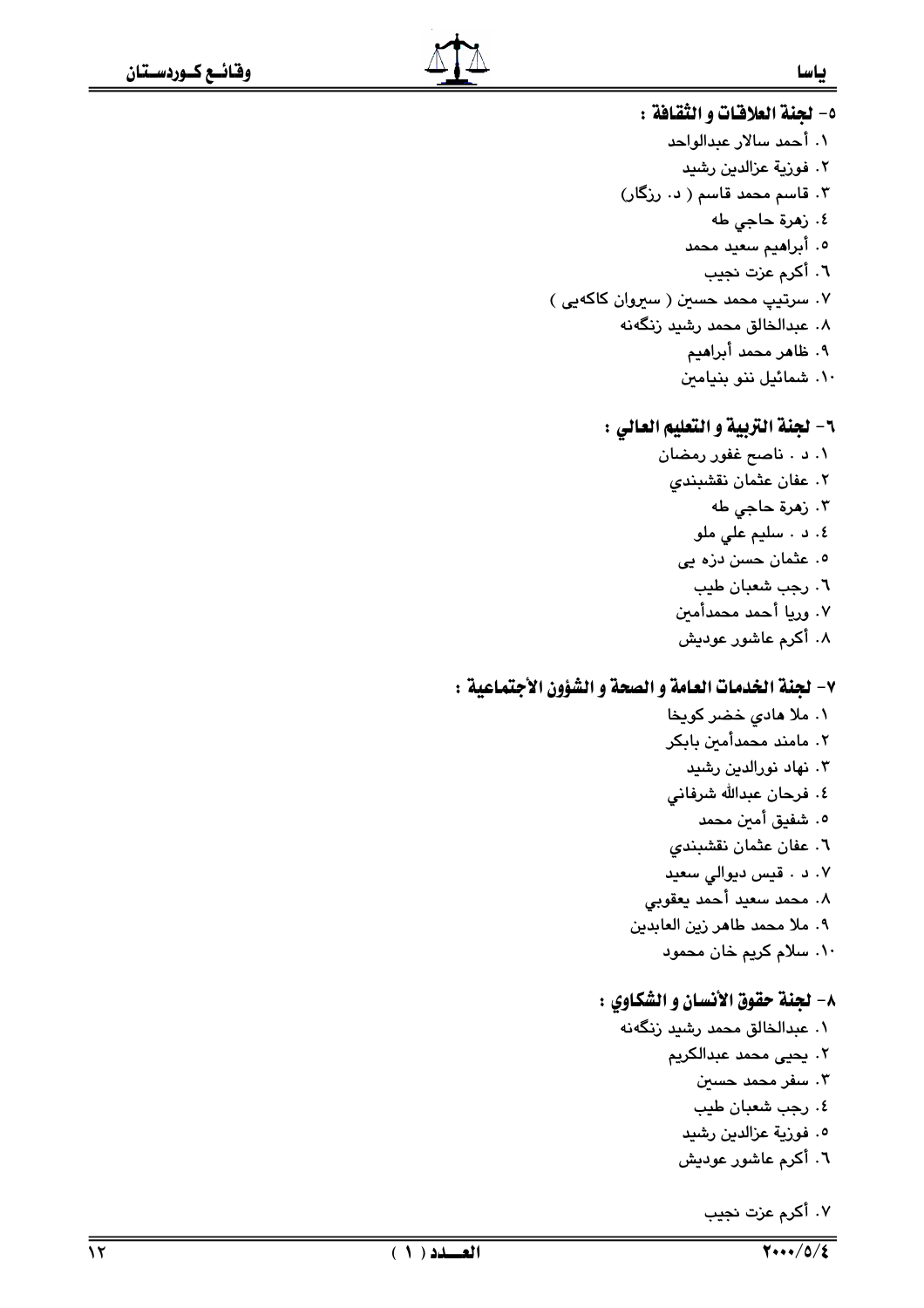### ٥- لجنة العلاقات و الثقافة :

١. أحمد سالار عبدالواحد
٢. فوزية عزالدين رشيد
٣. قاسم محمد قاسم ( د. رزگار)
٤. زهرة حاجي طه
٥. أبراهيم سعيد محمد
٦. أكرم عزت نجيب
٧. سرتيپ محمد حسين ( سيروان كاكەيى )
٨. عبدالخالق محمد رشيد زنگەنە
٩. ظاهر محمد أبراهيم
١٠. شمائيل ننو بنيامين

### ٦- لجنة التربية و التعليم العالي :

١. د . ناصح غفور رمضان
٢. عفان عثمان نقشبندي
٣. زهرة حاجي طه
٤. د . سليم علي ملو
٥. عثمان حسن دزه يى
٦. رجب شعبان طيب
٧. وريا أحمد محمدأمين
٨. أكرم عاشور عوديش

### ٧- لجنة الخدمات العامة و الصحة و الشؤون الأجتماعية :

١. ملا هادي خضر كويخا
٢. مامند محمدأمين بابكر
٣. نهاد نورالدين رشيد
٤. فرحان عبدالله شرفاني
٥. شفيق أمين محمد
٦. عفان عثمان نقشبندي
٧. د . قيس ديوالي سعيد
٨. محمد سعيد أحمد يعقوبي
٩. ملا محمد طاهر زين العابدين
١٠. سلام كريم خان محمود

### ٨- لجنة حقوق الأنسان و الشكاوي :

١. عبدالخالق محمد رشيد زنگەنە
٢. يحيى محمد عبدالكريم
٣. سفر محمد حسين
٤. رجب شعبان طيب
٥. فوزية عزالدين رشيد
٦. أكرم عاشور عوديش
٧. أكرم عزت نجيب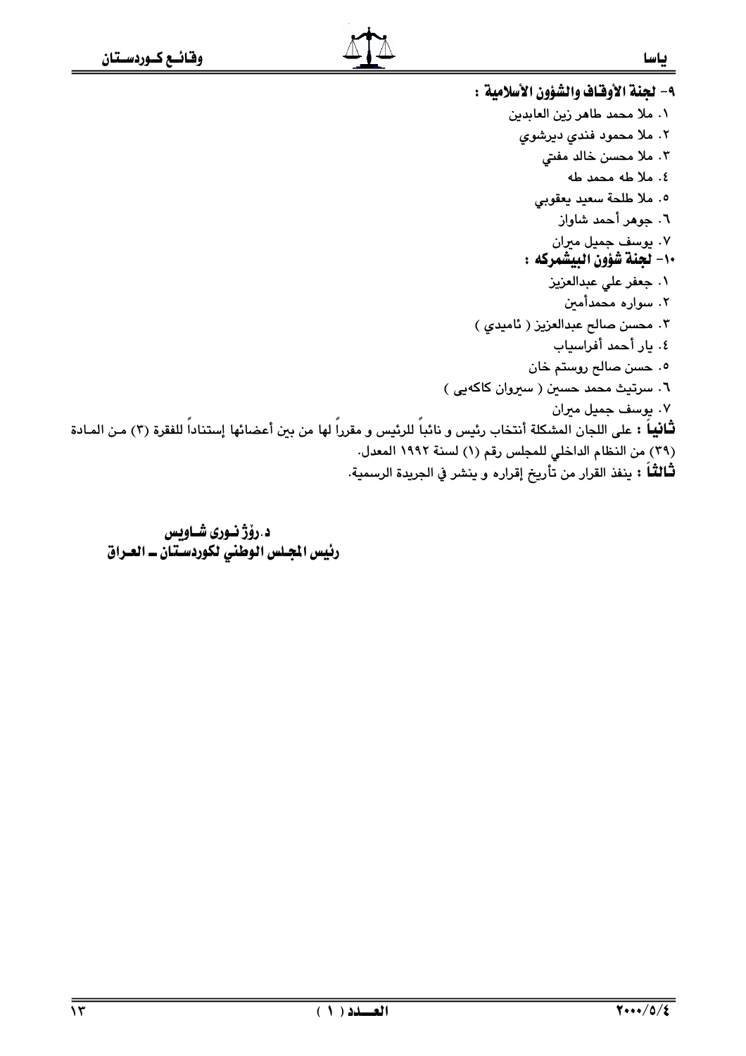**٩- لجنة الأوقاف والشؤون الأسلامية :**

١. ملا محمد طاهر زين العابدين
٢. ملا محمود فندي ديرشوي
٣. ملا محسن خالد مفتي
٤. ملا طه محمد طه
٥. ملا طلحة سعيد يعقوبي
٦. جوهر أحمد شاواز
٧. يوسف جميل ميران

**١٠- لجنة شؤون البيشمركه :**

١. جعفر علي عبدالعزيز
٢. سواره محمدأمين
٣. محسن صالح عبدالعزيز ( ئاميدي )
٤. يار أحمد أفراسياب
٥. حسن صالح روستم خان
٦. سرتيث محمد حسين ( سيروان كاكه‌يى )
٧. يوسف جميل ميران

**ثانياً :** على اللجان المشكلة أنتخاب رئيس و نائباً للرئيس و مقرراً لها من بين أعضائها إستناداً للفقرة (٣) من المادة (٣٩) من النظام الداخلي للمجلس رقم (١) لسنة ١٩٩٢ المعدل.

**ثالثاً :** ينفذ القرار من تأريخ إقراره و ينشر في الجريدة الرسمية.

**د.رۆژ نوری شاويس**
**رئيس المجلس الوطني لكوردستان ـ العراق**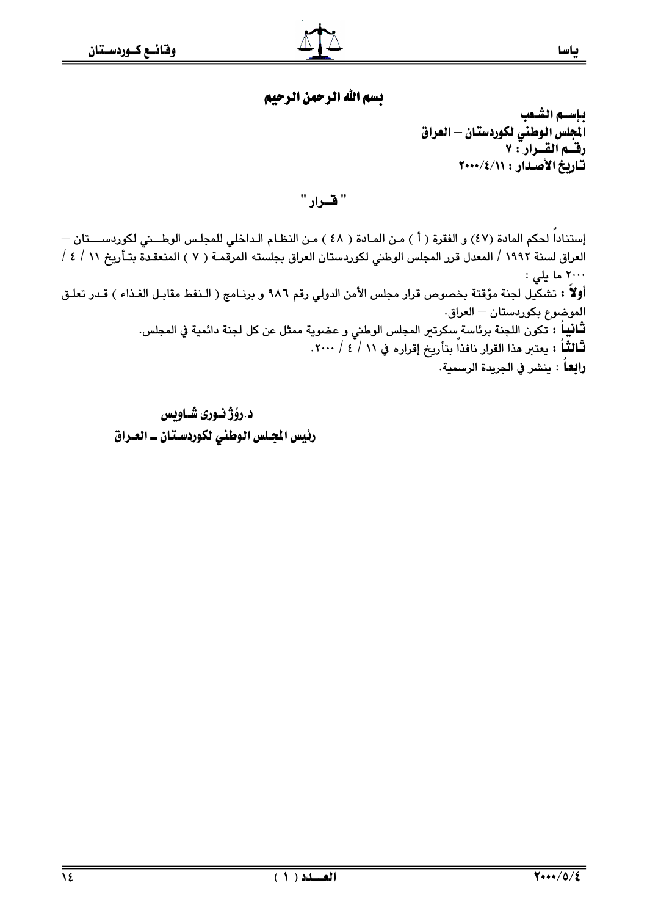**بسم الله الرحمن الرحيم**

**باســم الشعب**
**المجلس الوطني لكوردستان – العراق**
**رقــم القــرار : ٧**
**تاريخ الأصـدار : ٢٠٠٠/٤/١١**

## " قــرار "

إستناداً لحكم المادة (٤٧) و الفقرة ( أ ) من المادة ( ٤٨ ) من النظام الداخلي للمجلس الوطـني لكوردسـتان – العراق لسنة ١٩٩٢ / المعدل قرر المجلس الوطني لكوردستان العراق بجلسته المرقمة ( ٧ ) المنعقدة بتأريخ ١١ / ٤ / ٢٠٠٠ ما يلي :

**أولاً :** تشكيل لجنة مؤقتة بخصوص قرار مجلس الأمن الدولي رقم ٩٨٦ و برنامج ( النفط مقابل الغذاء ) قدر تعلق الموضوع بكوردستان – العراق.

**ثانياً :** تكون اللجنة برئاسة سكرتير المجلس الوطني و عضوية ممثل عن كل لجنة دائمية في المجلس.

**ثالثاً :** يعتبر هذا القرار نافذاً بتأريخ إقراره في ١١ / ٤ / ٢٠٠٠.

**رابعاً :** ينشر في الجريدة الرسمية.

**د.رۆژ نوری شاویس**
**رئيس المجلس الوطني لكوردستان ـ العراق**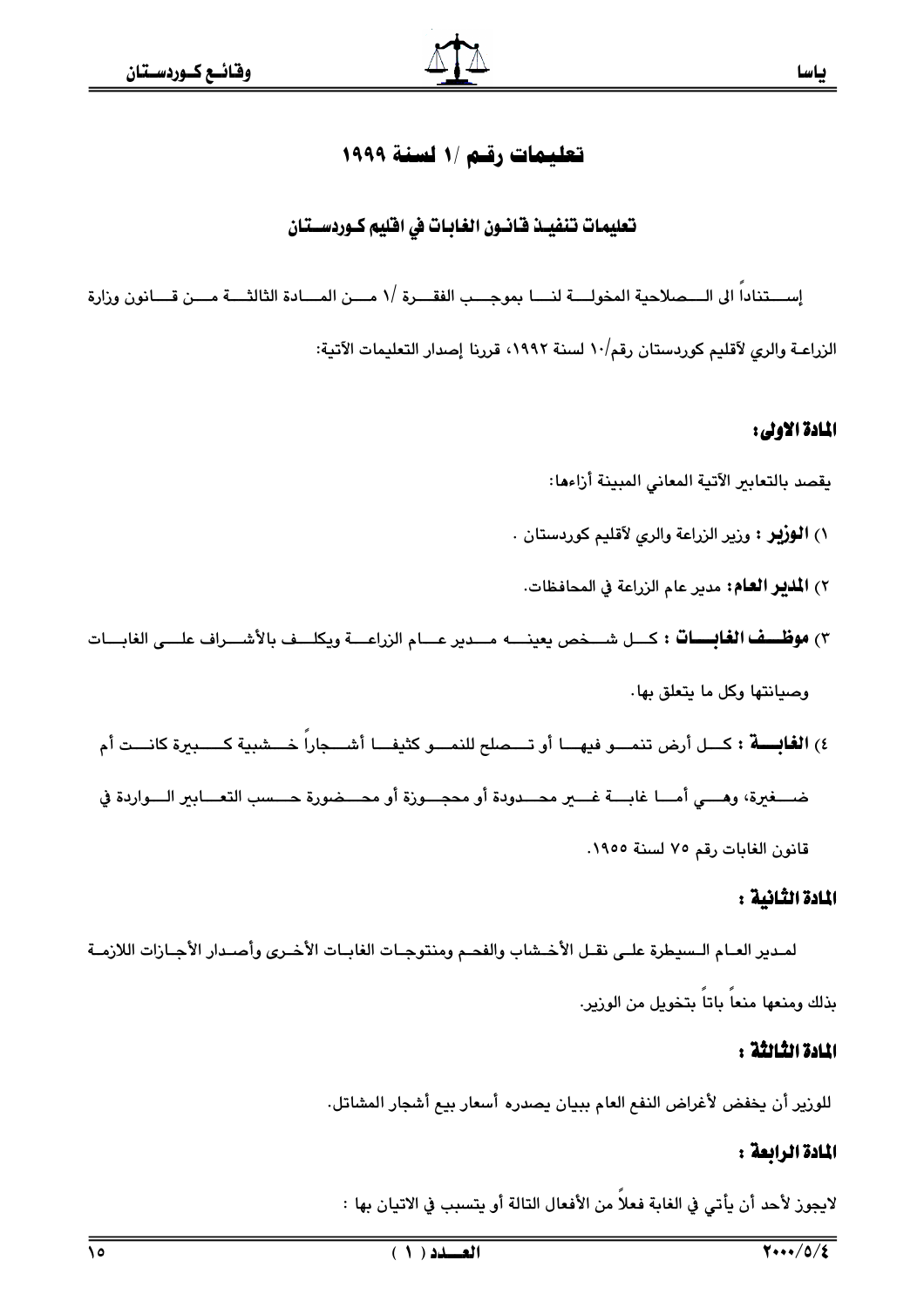# تعليمات رقم /١ لسنة ١٩٩٩

## تعليمات تنفيذ قانون الغابات في اقليم كوردستان

إستناداً الى الصلاحية المخولة لنا بموجب الفقرة /١ من المادة الثالثة من قانون وزارة الزراعة والري لأقليم كوردستان رقم/١٠ لسنة ١٩٩٢، قررنا إصدار التعليمات الآتية:

### المادة الاولى:

يقصد بالتعابير الآتية المعاني المبينة أزاءها:

١) **الوزير** : وزير الزراعة والري لأقليم كوردستان .

٢) **المدير العام:** مدير عام الزراعة في المحافظات.

٣) **موظف الغابات** : كل شخص يعينه مدير عام الزراعة ويكلف بالأشراف على الغابات وصيانتها وكل ما يتعلق بها.

٤) **الغابة** : كل أرض تنمو فيها أو تصلح للنمو كثيفا أشجاراً خشبية كبيرة كانت أم صغيرة، وهي أما غابة غير محدودة أو محجوزة أو محضورة حسب التعابير الواردة في قانون الغابات رقم ٧٥ لسنة ١٩٥٥.

### المادة الثانية :

لمدير العام السيطرة على نقل الأخشاب والفحم ومنتوجات الغابات الأخرى وأصدار الأجازات اللازمة بذلك ومنعها منعاً باتاً بتخويل من الوزير.

### المادة الثالثة :

للوزير أن يخفض لأغراض النفع العام ببيان يصدره أسعار بيع أشجار المشاتل.

### المادة الرابعة :

لايجوز لأحد أن يأتي في الغابة فعلاً من الأفعال التالة أو يتسبب في الاتيان بها :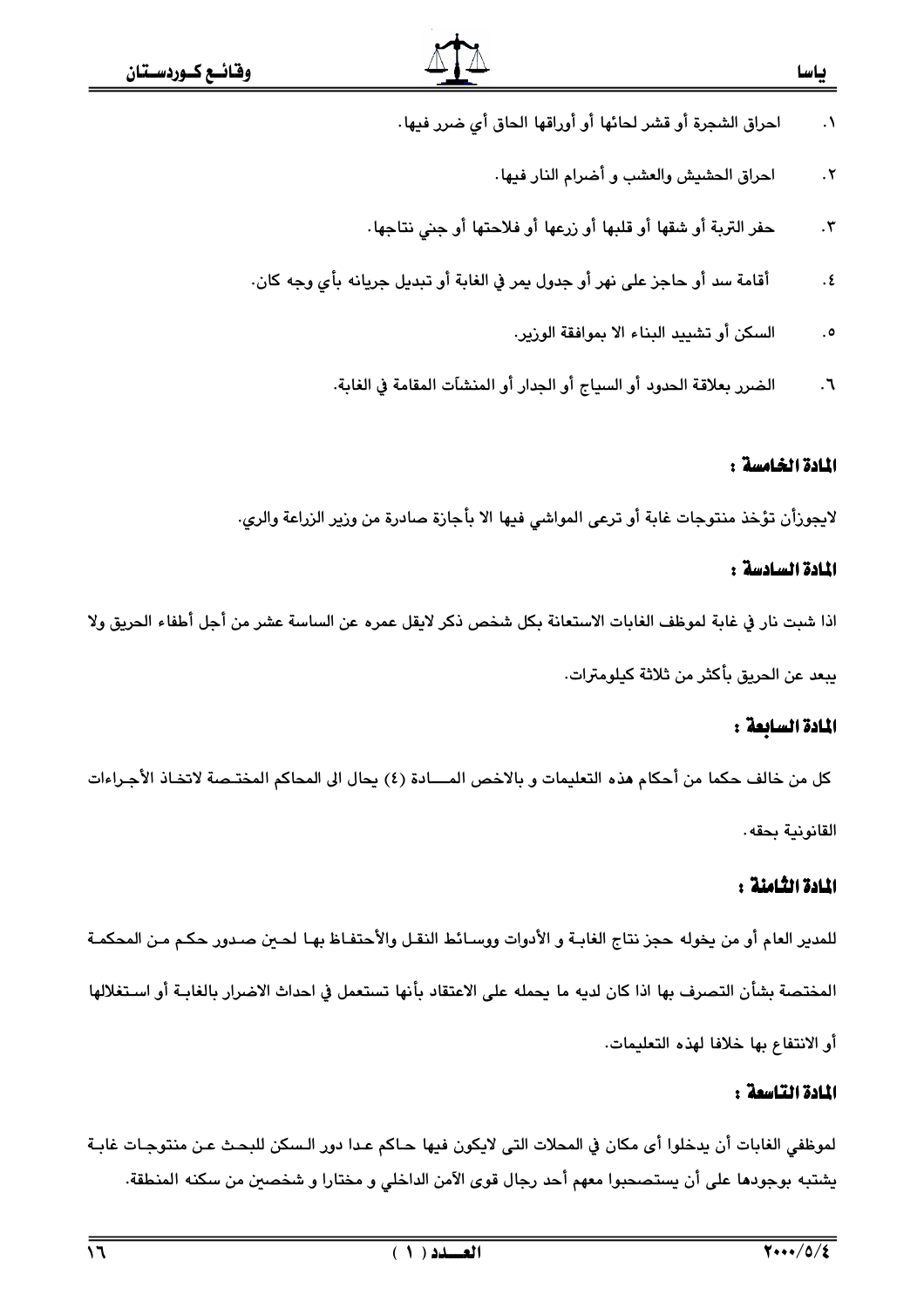١. احراق الشجرة أو قشر لحائها أو أوراقها الحاق أي ضرر فيها.

٢. احراق الحشيش والعشب و أضرام النار فيها.

٣. حفر التربة أو شقها أو قلبها أو زرعها أو فلاحتها أو جني نتاجها.

٤. أقامة سد أو حاجز على نهر أو جدول يمر في الغابة أو تبديل جريانه بأي وجه كان.

٥. السكن أو تشييد البناء الا بموافقة الوزير.

٦. الضرر بعلاقة الحدود أو السياج أو الجدار أو المنشآت المقامة في الغابة.

### المادة الخامسة :

لايجوزأن تؤخذ منتوجات غابة أو ترعى المواشي فيها الا بأجازة صادرة من وزير الزراعة والري.

### المادة السادسة :

اذا شبت نار في غابة لموظف الغابات الاستعانة بكل شخص ذكر لايقل عمره عن الساسة عشر من أجل أطفاء الحريق ولا يبعد عن الحريق بأكثر من ثلاثة كيلومترات.

### المادة السابعة :

كل من خالف حكما من أحكام هذه التعليمات و بالاخص المـــادة (٤) يحال الى المحاكم المختصة لاتخاذ الأجـراءات القانونية بحقه.

### المادة الثامنة :

للمدير العام أو من يخوله حجز نتاج الغابـة و الأدوات ووسـائط النقـل والأحتفـاظ بهـا لحـين صـدور حكـم مـن المحكمـة المختصة بشأن التصرف بها اذا كان لديه ما يحمله على الاعتقاد بأنها تستعمل في احداث الاضرار بالغابـة أو اسـتغلالها أو الانتفاع بها خلافا لهذه التعليمات.

### المادة التاسعة :

لموظفي الغابات أن يدخلوا أى مكان في المحلات التى لايكون فيها حـاكم عـدا دور الـسكن للبحـث عـن منتوجـات غابـة يشتبه بوجودها على أن يستصحبوا معهم أحد رجال قوى الآمن الداخلي و مختارا و شخصين من سكنه المنطقة.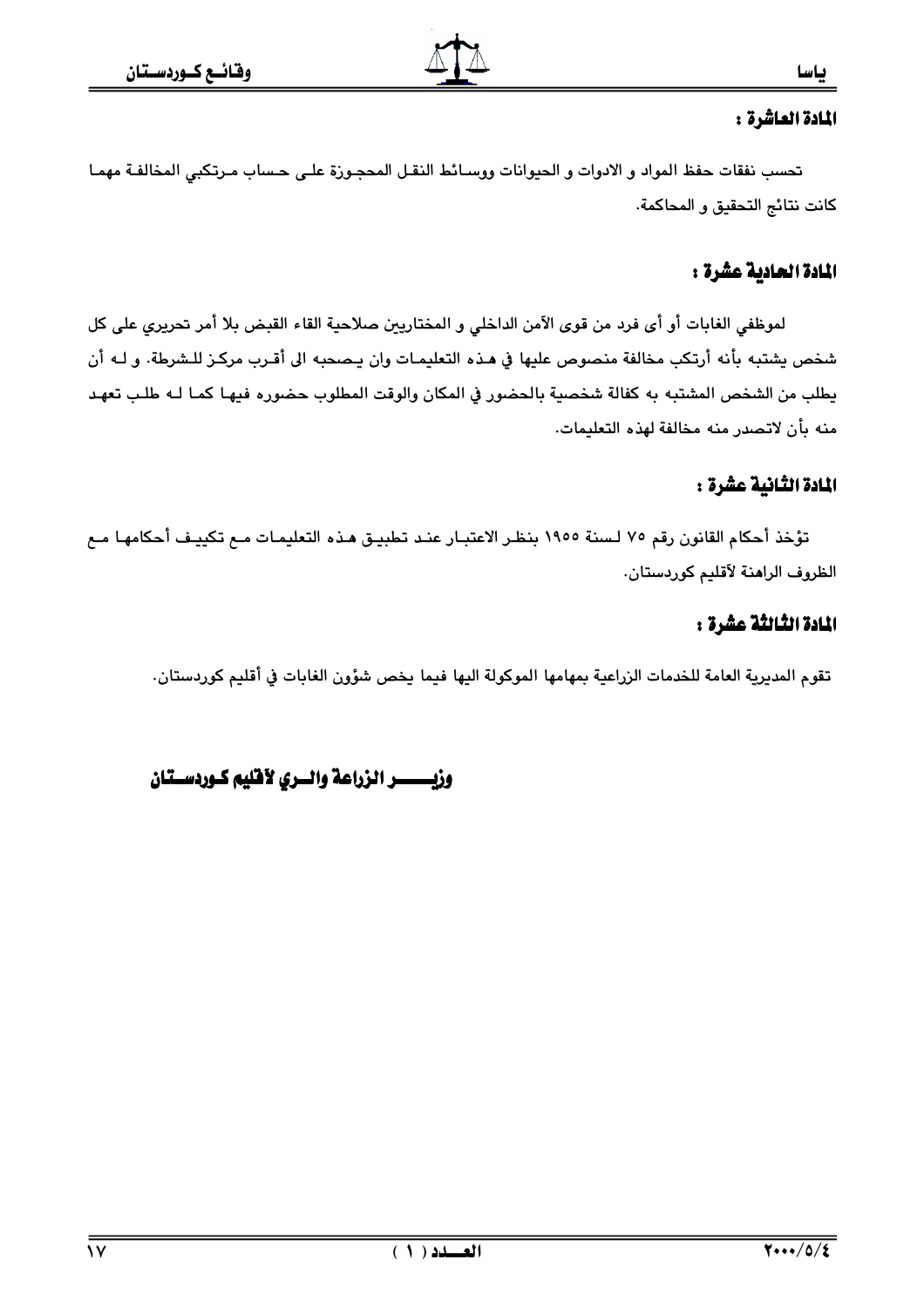## المادة العاشرة :

تحسب نفقات حفظ المواد و الادوات و الحيوانات ووسائط النقل المحجوزة على حساب مرتكبي المخالفة مهما كانت نتائج التحقيق و المحاكمة.

## المادة الحادية عشرة :

لموظفي الغابات أو أى فرد من قوى الآمن الداخلي و المختاريين صلاحية القاء القبض بلا أمر تحريري على كل شخص يشتبه بأنه أرتكب مخالفة منصوص عليها في هذه التعليمات وان يصحبه الى أقرب مركز للشرطة. و له أن يطلب من الشخص المشتبه به كفالة شخصية بالحضور في المكان والوقت المطلوب حضوره فيها كما له طلب تعهد منه بأن لاتصدر منه مخالفة لهذه التعليمات.

## المادة الثانية عشرة :

تؤخذ أحكام القانون رقم ٧٥ لسنة ١٩٥٥ بنظر الاعتبار عند تطبيق هذه التعليمات مع تكييف أحكامها مع الظروف الراهنة لأقليم كوردستان.

## المادة الثالثة عشرة :

تقوم المديرية العامة للخدمات الزراعية بمهامها الموكولة اليها فيما يخص شؤون الغابات في أقليم كوردستان.

**وزيـــــــر الزراعة والـــري لأقليم كـوردســتان**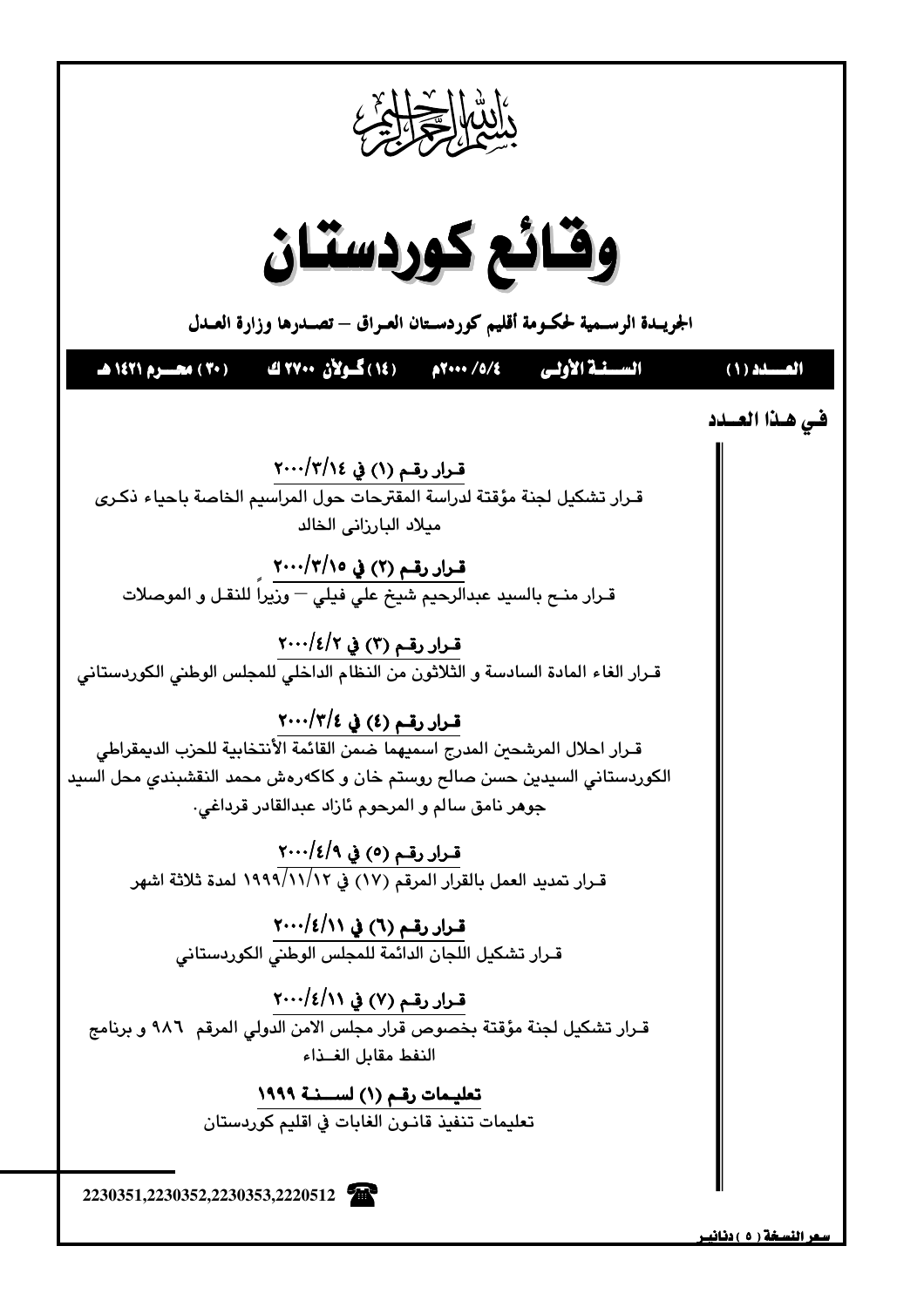بسم الله الرحمن الرحيم

# وقائع كوردستان

**الجريدة الرسمية لحكومة أقليم كوردستان العراق – تصدرها وزارة العدل**

**العدد (١) | السنة الأولى | ٤/٥/ ٢٠٠٠م | (١٤) گولآن ٢٧٠٠ ك | (٣٠) محرم ١٤٢١ هـ**

## في هذا العدد

**قرار رقم (١) في ١٤/٣/٢٠٠٠**

قرار تشكيل لجنة مؤقتة لدراسة المقترحات حول المراسيم الخاصة باحياء ذكرى ميلاد البارزاني الخالد

**قرار رقم (٢) في ١٥/٣/٢٠٠٠**

قرار منح بالسيد عبدالرحيم شيخ علي فيلي – وزيراً للنقل و الموصلات

**قرار رقم (٣) في ٢/٤/٢٠٠٠**

قرار الغاء المادة السادسة و الثلاثون من النظام الداخلي للمجلس الوطني الكوردستاني

**قرار رقم (٤) في ٤/٣/٢٠٠٠**

قرار احلال المرشحين المدرج اسميهما ضمن القائمة الأنتخابية للحزب الديمقراطي الكوردستاني السيدين حسن صالح روستم خان و كاكەرەش محمد النقشبندي محل السيد جوهر نامق سالم و المرحوم ئازاد عبدالقادر قرداغي.

**قرار رقم (٥) في ٩/٤/٢٠٠٠**

قرار تمديد العمل بالقرار المرقم (١٧) في ١٢/١١/١٩٩٩ لمدة ثلاثة اشهر

**قرار رقم (٦) في ١١/٤/٢٠٠٠**

قرار تشكيل اللجان الدائمة للمجلس الوطني الكوردستاني

**قرار رقم (٧) في ١١/٤/٢٠٠٠**

قرار تشكيل لجنة مؤقتة بخصوص قرار مجلس الامن الدولي المرقم ٩٨٦ و برنامج النفط مقابل الغذاء

**تعليمات رقم (١) لسنة ١٩٩٩**

تعليمات تنفيذ قانون الغابات في اقليم كوردستان

☎ 2230351,2230352,2230353,2220512

**سعر النسخة ( ٥ ) دنانير**